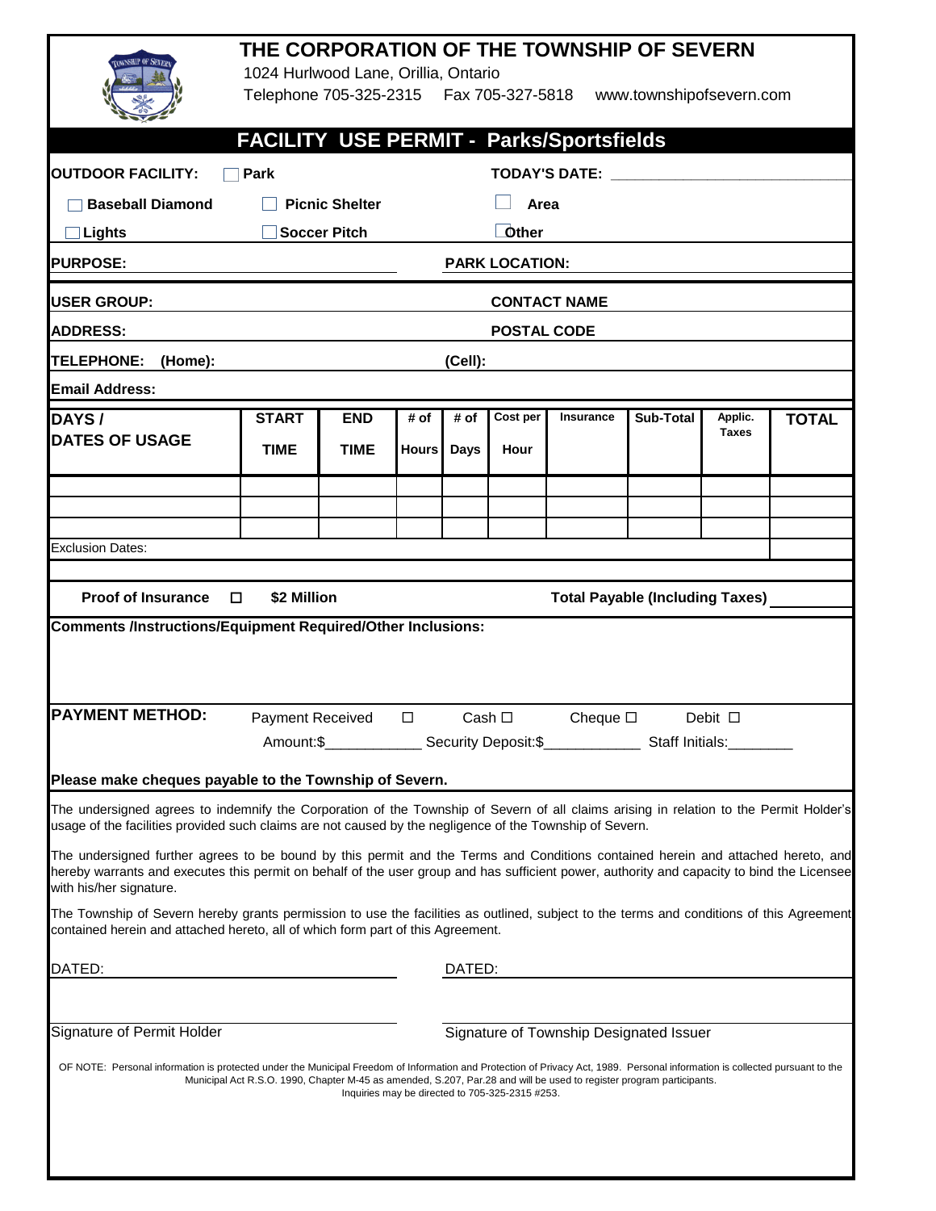# THE CORPORATION OF THE TOWNSHIP OF SEVERN

1024 Hurlwood Lane, Orillia, Ontario

Telephone 705-325-2315 Fax 705-327-5818 www.townshipofsevern.com

## FACILITY USE PERMIT - Parks/Sportsfields

**OUTDOOR FACILITY:** ☐ **Park** **TODAY'S DATE:** ____________________

☐ **Baseball Diamond** ☐ **Picnic Shelter** ☐ **Area**

☐ **Lights** ☐ **Soccer Pitch** ☐ **Other**

**PURPOSE:** ____________________ **PARK LOCATION:** ____________________

**USER GROUP:** ____________________ **CONTACT NAME** ____________________

**ADDRESS:** ____________________ **POSTAL CODE** ____________________

**TELEPHONE: (Home):** ____________________ **(Cell):** ____________________

**Email Address:** ____________________

| DAYS / DATES OF USAGE | START TIME | END TIME | # of Hours | # of Days | Cost per Hour | Insurance | Sub-Total | Applic. Taxes | TOTAL |
|---|---|---|---|---|---|---|---|---|---|
| | | | | | | | | | |
| | | | | | | | | | |
| | | | | | | | | | |
| Exclusion Dates: | | | | | | | | | |

**Proof of Insurance** ☐ **$2 Million** **Total Payable (Including Taxes)** __________

**Comments /Instructions/Equipment Required/Other Inclusions:**

**PAYMENT METHOD:** Payment Received ☐ Cash ☐ Cheque ☐ Debit ☐

Amount:$____________ Security Deposit:$____________ Staff Initials:________

**Please make cheques payable to the Township of Severn.**

The undersigned agrees to indemnify the Corporation of the Township of Severn of all claims arising in relation to the Permit Holder's usage of the facilities provided such claims are not caused by the negligence of the Township of Severn.

The undersigned further agrees to be bound by this permit and the Terms and Conditions contained herein and attached hereto, and hereby warrants and executes this permit on behalf of the user group and has sufficient power, authority and capacity to bind the Licensee with his/her signature.

The Township of Severn hereby grants permission to use the facilities as outlined, subject to the terms and conditions of this Agreement contained herein and attached hereto, all of which form part of this Agreement.

DATED: ____________________ DATED: ____________________

____________________ ____________________

Signature of Permit Holder Signature of Township Designated Issuer

OF NOTE: Personal information is protected under the Municipal Freedom of Information and Protection of Privacy Act, 1989. Personal information is collected pursuant to the Municipal Act R.S.O. 1990, Chapter M-45 as amended, S.207, Par.28 and will be used to register program participants. Inquiries may be directed to 705-325-2315 #253.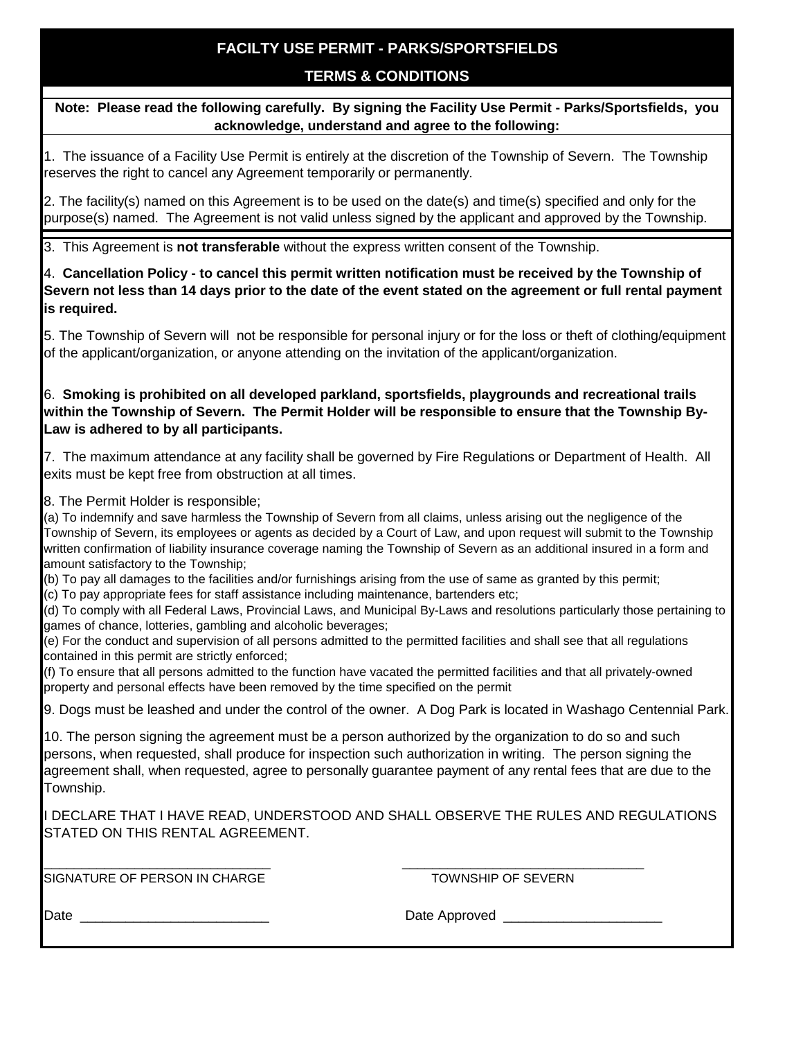# FACILTY USE PERMIT - PARKS/SPORTSFIELDS

## TERMS & CONDITIONS

**Note: Please read the following carefully. By signing the Facility Use Permit - Parks/Sportsfields, you acknowledge, understand and agree to the following:**

1. The issuance of a Facility Use Permit is entirely at the discretion of the Township of Severn. The Township reserves the right to cancel any Agreement temporarily or permanently.

2. The facility(s) named on this Agreement is to be used on the date(s) and time(s) specified and only for the purpose(s) named. The Agreement is not valid unless signed by the applicant and approved by the Township.

3. This Agreement is **not transferable** without the express written consent of the Township.

4. **Cancellation Policy - to cancel this permit written notification must be received by the Township of Severn not less than 14 days prior to the date of the event stated on the agreement or full rental payment is required.**

5. The Township of Severn will not be responsible for personal injury or for the loss or theft of clothing/equipment of the applicant/organization, or anyone attending on the invitation of the applicant/organization.

6. **Smoking is prohibited on all developed parkland, sportsfields, playgrounds and recreational trails within the Township of Severn. The Permit Holder will be responsible to ensure that the Township By-Law is adhered to by all participants.**

7. The maximum attendance at any facility shall be governed by Fire Regulations or Department of Health. All exits must be kept free from obstruction at all times.

8. The Permit Holder is responsible;

(a) To indemnify and save harmless the Township of Severn from all claims, unless arising out the negligence of the Township of Severn, its employees or agents as decided by a Court of Law, and upon request will submit to the Township written confirmation of liability insurance coverage naming the Township of Severn as an additional insured in a form and amount satisfactory to the Township;

(b) To pay all damages to the facilities and/or furnishings arising from the use of same as granted by this permit;

(c) To pay appropriate fees for staff assistance including maintenance, bartenders etc;

(d) To comply with all Federal Laws, Provincial Laws, and Municipal By-Laws and resolutions particularly those pertaining to games of chance, lotteries, gambling and alcoholic beverages;

(e) For the conduct and supervision of all persons admitted to the permitted facilities and shall see that all regulations contained in this permit are strictly enforced;

(f) To ensure that all persons admitted to the function have vacated the permitted facilities and that all privately-owned property and personal effects have been removed by the time specified on the permit

9. Dogs must be leashed and under the control of the owner. A Dog Park is located in Washago Centennial Park.

10. The person signing the agreement must be a person authorized by the organization to do so and such persons, when requested, shall produce for inspection such authorization in writing. The person signing the agreement shall, when requested, agree to personally guarantee payment of any rental fees that are due to the Township.

I DECLARE THAT I HAVE READ, UNDERSTOOD AND SHALL OBSERVE THE RULES AND REGULATIONS STATED ON THIS RENTAL AGREEMENT.

\_\_\_\_\_\_\_\_\_\_\_\_\_\_\_\_\_\_\_\_\_\_\_\_\_\_\_\_\_\_ SIGNATURE OF PERSON IN CHARGE

\_\_\_\_\_\_\_\_\_\_\_\_\_\_\_\_\_\_\_\_\_\_\_\_\_\_\_\_\_\_ TOWNSHIP OF SEVERN

Date \_\_\_\_\_\_\_\_\_\_\_\_\_\_\_\_\_\_\_\_\_\_\_\_\_

Date Approved \_\_\_\_\_\_\_\_\_\_\_\_\_\_\_\_\_\_\_\_\_